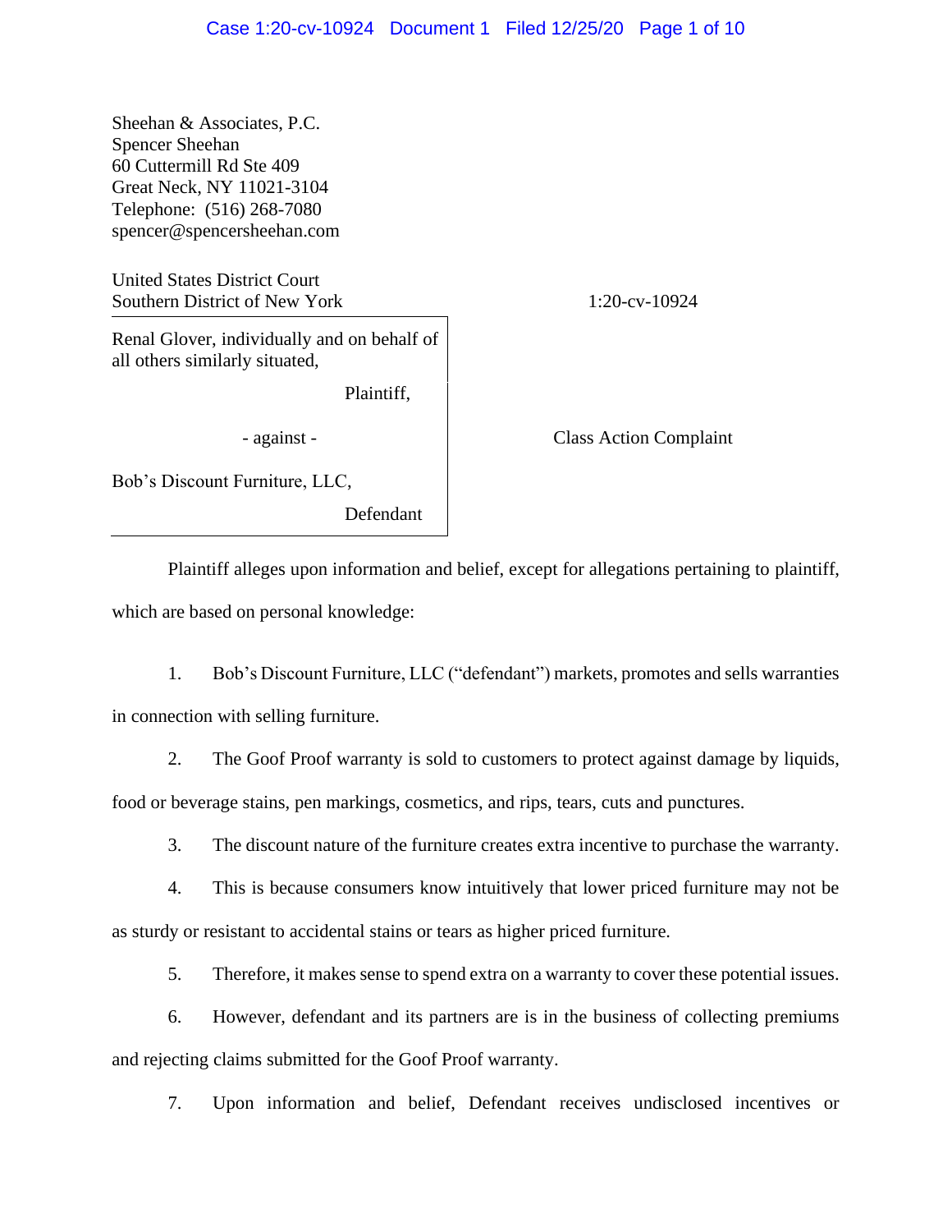Sheehan & Associates, P.C.
Spencer Sheehan
60 Cuttermill Rd Ste 409
Great Neck, NY 11021-3104
Telephone: (516) 268-7080
spencer@spencersheehan.com

United States District Court
Southern District of New York

1:20-cv-10924

Renal Glover, individually and on behalf of all others similarly situated,

Plaintiff,

\- against -

Bob's Discount Furniture, LLC,

Defendant

Class Action Complaint

Plaintiff alleges upon information and belief, except for allegations pertaining to plaintiff, which are based on personal knowledge:

1. Bob's Discount Furniture, LLC ("defendant") markets, promotes and sells warranties in connection with selling furniture.

2. The Goof Proof warranty is sold to customers to protect against damage by liquids, food or beverage stains, pen markings, cosmetics, and rips, tears, cuts and punctures.

3. The discount nature of the furniture creates extra incentive to purchase the warranty.

4. This is because consumers know intuitively that lower priced furniture may not be as sturdy or resistant to accidental stains or tears as higher priced furniture.

5. Therefore, it makes sense to spend extra on a warranty to cover these potential issues.

6. However, defendant and its partners are is in the business of collecting premiums and rejecting claims submitted for the Goof Proof warranty.

7. Upon information and belief, Defendant receives undisclosed incentives or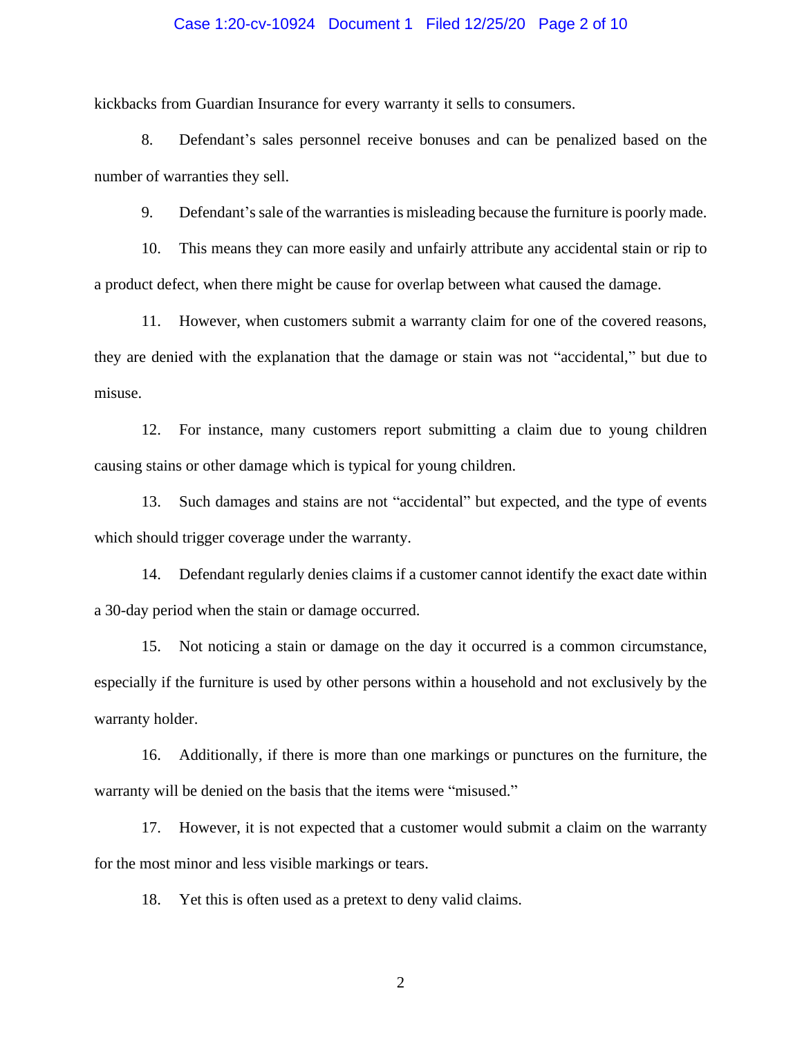kickbacks from Guardian Insurance for every warranty it sells to consumers.

8. Defendant's sales personnel receive bonuses and can be penalized based on the number of warranties they sell.

9. Defendant's sale of the warranties is misleading because the furniture is poorly made.

10. This means they can more easily and unfairly attribute any accidental stain or rip to a product defect, when there might be cause for overlap between what caused the damage.

11. However, when customers submit a warranty claim for one of the covered reasons, they are denied with the explanation that the damage or stain was not "accidental," but due to misuse.

12. For instance, many customers report submitting a claim due to young children causing stains or other damage which is typical for young children.

13. Such damages and stains are not "accidental" but expected, and the type of events which should trigger coverage under the warranty.

14. Defendant regularly denies claims if a customer cannot identify the exact date within a 30-day period when the stain or damage occurred.

15. Not noticing a stain or damage on the day it occurred is a common circumstance, especially if the furniture is used by other persons within a household and not exclusively by the warranty holder.

16. Additionally, if there is more than one markings or punctures on the furniture, the warranty will be denied on the basis that the items were "misused."

17. However, it is not expected that a customer would submit a claim on the warranty for the most minor and less visible markings or tears.

18. Yet this is often used as a pretext to deny valid claims.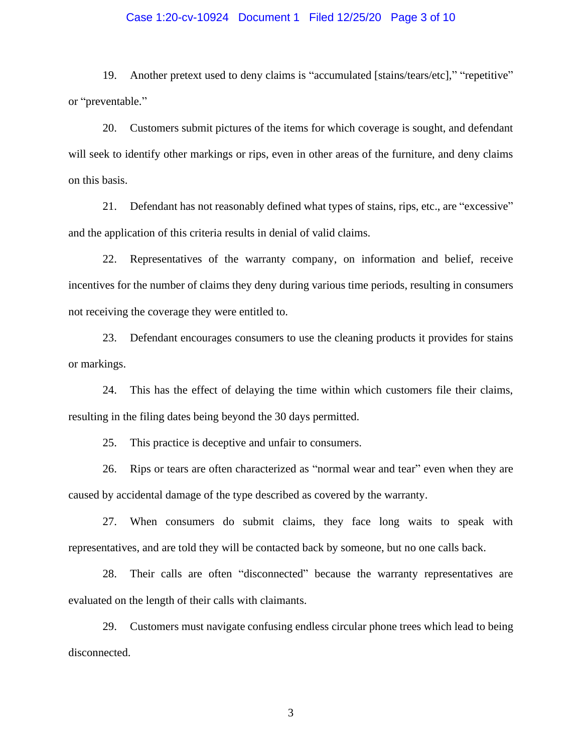19. Another pretext used to deny claims is "accumulated [stains/tears/etc]," "repetitive" or "preventable."

20. Customers submit pictures of the items for which coverage is sought, and defendant will seek to identify other markings or rips, even in other areas of the furniture, and deny claims on this basis.

21. Defendant has not reasonably defined what types of stains, rips, etc., are "excessive" and the application of this criteria results in denial of valid claims.

22. Representatives of the warranty company, on information and belief, receive incentives for the number of claims they deny during various time periods, resulting in consumers not receiving the coverage they were entitled to.

23. Defendant encourages consumers to use the cleaning products it provides for stains or markings.

24. This has the effect of delaying the time within which customers file their claims, resulting in the filing dates being beyond the 30 days permitted.

25. This practice is deceptive and unfair to consumers.

26. Rips or tears are often characterized as "normal wear and tear" even when they are caused by accidental damage of the type described as covered by the warranty.

27. When consumers do submit claims, they face long waits to speak with representatives, and are told they will be contacted back by someone, but no one calls back.

28. Their calls are often "disconnected" because the warranty representatives are evaluated on the length of their calls with claimants.

29. Customers must navigate confusing endless circular phone trees which lead to being disconnected.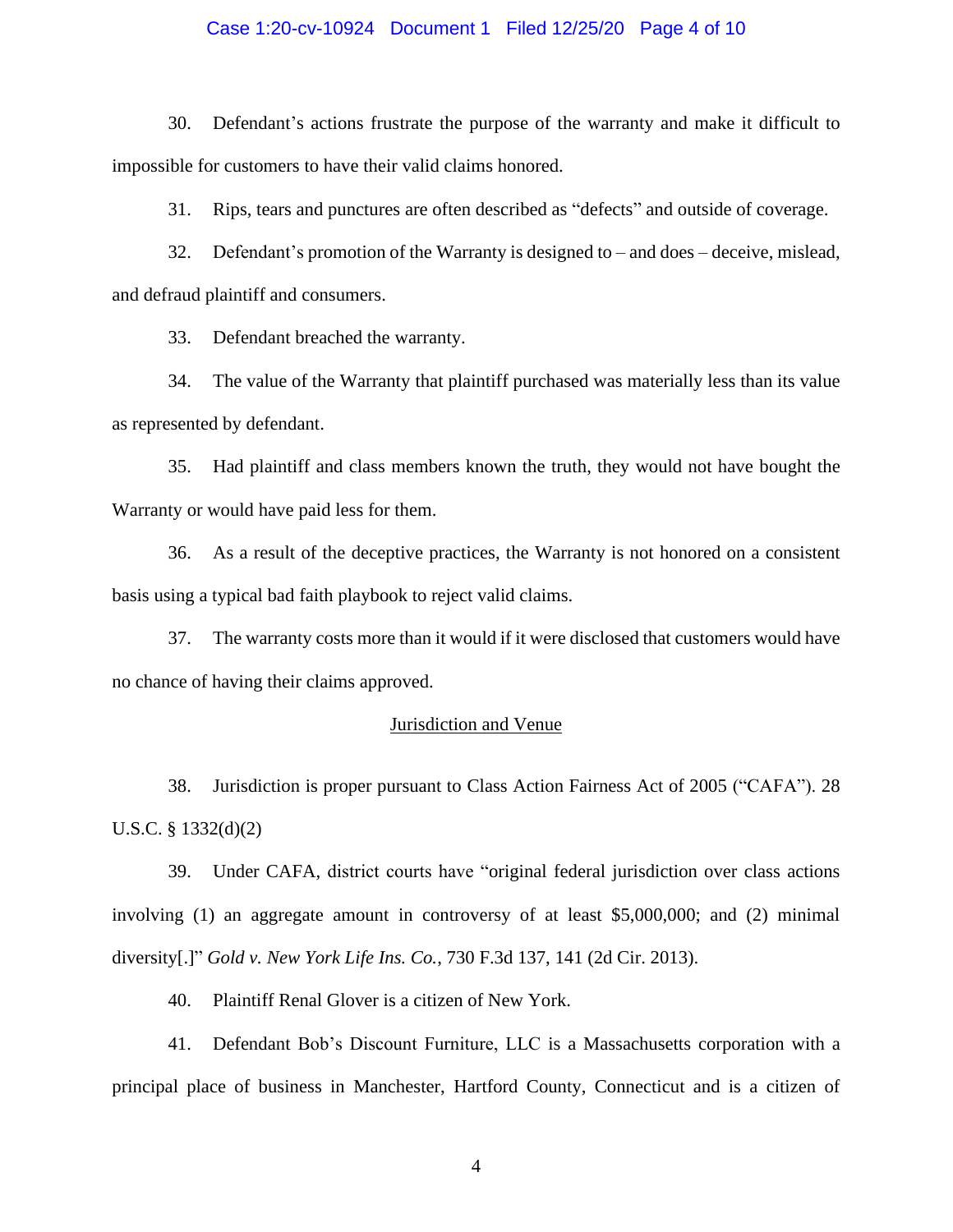30. Defendant's actions frustrate the purpose of the warranty and make it difficult to impossible for customers to have their valid claims honored.

31. Rips, tears and punctures are often described as "defects" and outside of coverage.

32. Defendant's promotion of the Warranty is designed to – and does – deceive, mislead, and defraud plaintiff and consumers.

33. Defendant breached the warranty.

34. The value of the Warranty that plaintiff purchased was materially less than its value as represented by defendant.

35. Had plaintiff and class members known the truth, they would not have bought the Warranty or would have paid less for them.

36. As a result of the deceptive practices, the Warranty is not honored on a consistent basis using a typical bad faith playbook to reject valid claims.

37. The warranty costs more than it would if it were disclosed that customers would have no chance of having their claims approved.

## Jurisdiction and Venue

38. Jurisdiction is proper pursuant to Class Action Fairness Act of 2005 ("CAFA"). 28 U.S.C. § 1332(d)(2)

39. Under CAFA, district courts have "original federal jurisdiction over class actions involving (1) an aggregate amount in controversy of at least $5,000,000; and (2) minimal diversity[.]" *Gold v. New York Life Ins. Co.*, 730 F.3d 137, 141 (2d Cir. 2013).

40. Plaintiff Renal Glover is a citizen of New York.

41. Defendant Bob's Discount Furniture, LLC is a Massachusetts corporation with a principal place of business in Manchester, Hartford County, Connecticut and is a citizen of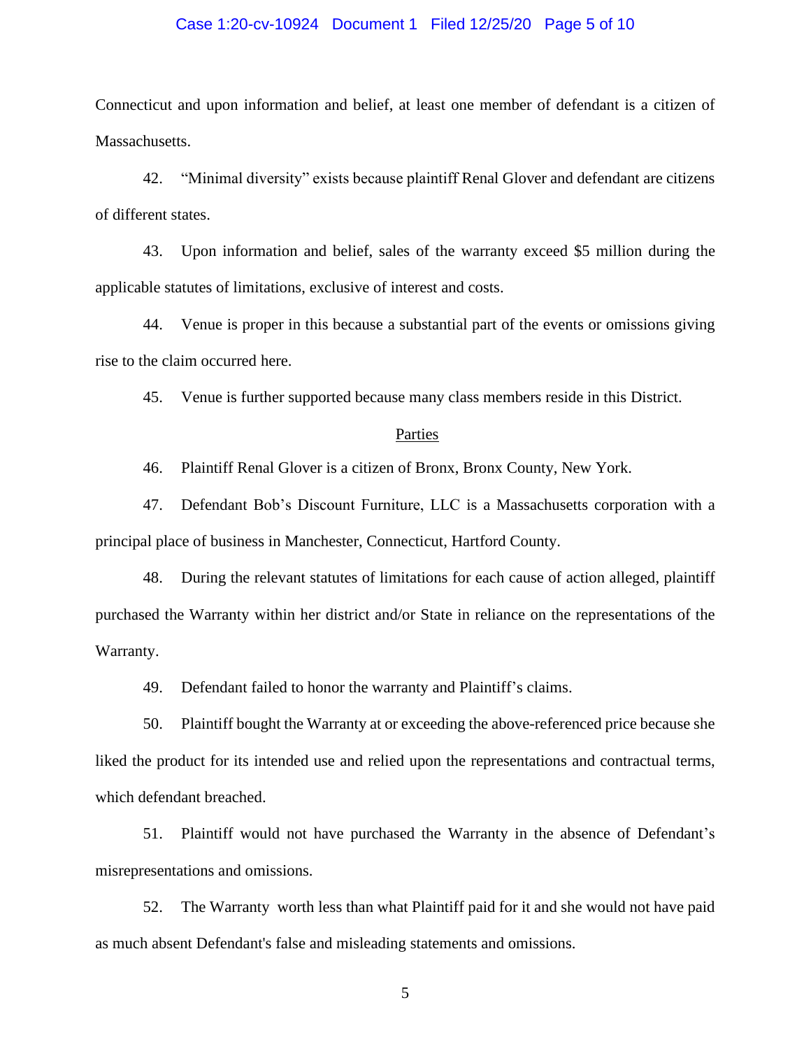Connecticut and upon information and belief, at least one member of defendant is a citizen of Massachusetts.

42. "Minimal diversity" exists because plaintiff Renal Glover and defendant are citizens of different states.

43. Upon information and belief, sales of the warranty exceed $5 million during the applicable statutes of limitations, exclusive of interest and costs.

44. Venue is proper in this because a substantial part of the events or omissions giving rise to the claim occurred here.

45. Venue is further supported because many class members reside in this District.

<u>Parties</u>

46. Plaintiff Renal Glover is a citizen of Bronx, Bronx County, New York.

47. Defendant Bob's Discount Furniture, LLC is a Massachusetts corporation with a principal place of business in Manchester, Connecticut, Hartford County.

48. During the relevant statutes of limitations for each cause of action alleged, plaintiff purchased the Warranty within her district and/or State in reliance on the representations of the Warranty.

49. Defendant failed to honor the warranty and Plaintiff's claims.

50. Plaintiff bought the Warranty at or exceeding the above-referenced price because she liked the product for its intended use and relied upon the representations and contractual terms, which defendant breached.

51. Plaintiff would not have purchased the Warranty in the absence of Defendant's misrepresentations and omissions.

52. The Warranty worth less than what Plaintiff paid for it and she would not have paid as much absent Defendant's false and misleading statements and omissions.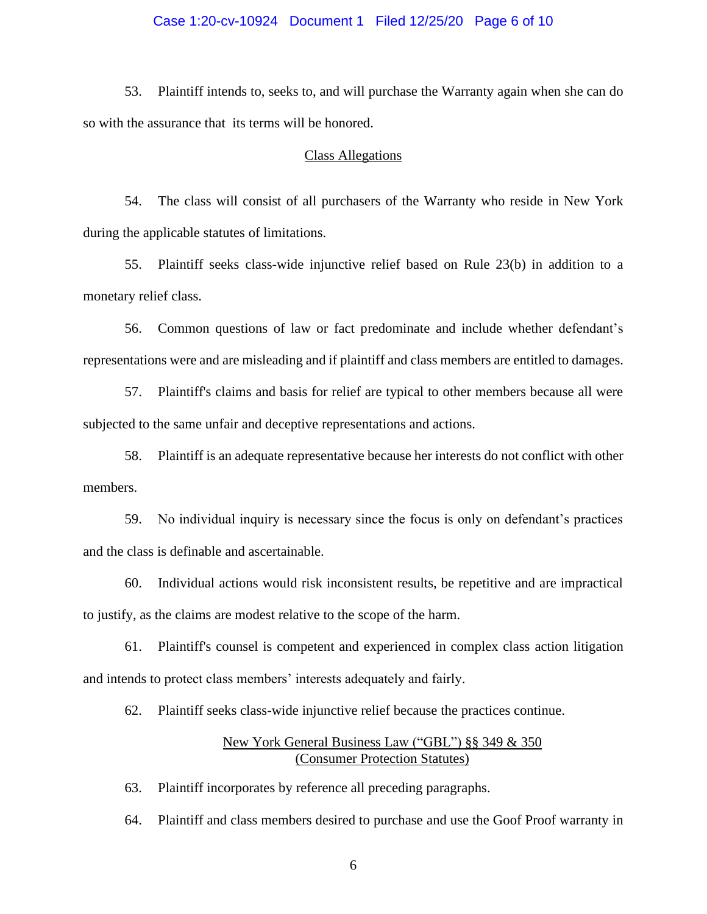53. Plaintiff intends to, seeks to, and will purchase the Warranty again when she can do so with the assurance that its terms will be honored.

## Class Allegations

54. The class will consist of all purchasers of the Warranty who reside in New York during the applicable statutes of limitations.

55. Plaintiff seeks class-wide injunctive relief based on Rule 23(b) in addition to a monetary relief class.

56. Common questions of law or fact predominate and include whether defendant's representations were and are misleading and if plaintiff and class members are entitled to damages.

57. Plaintiff's claims and basis for relief are typical to other members because all were subjected to the same unfair and deceptive representations and actions.

58. Plaintiff is an adequate representative because her interests do not conflict with other members.

59. No individual inquiry is necessary since the focus is only on defendant's practices and the class is definable and ascertainable.

60. Individual actions would risk inconsistent results, be repetitive and are impractical to justify, as the claims are modest relative to the scope of the harm.

61. Plaintiff's counsel is competent and experienced in complex class action litigation and intends to protect class members' interests adequately and fairly.

62. Plaintiff seeks class-wide injunctive relief because the practices continue.

## New York General Business Law ("GBL") §§ 349 & 350
## (Consumer Protection Statutes)

63. Plaintiff incorporates by reference all preceding paragraphs.

64. Plaintiff and class members desired to purchase and use the Goof Proof warranty in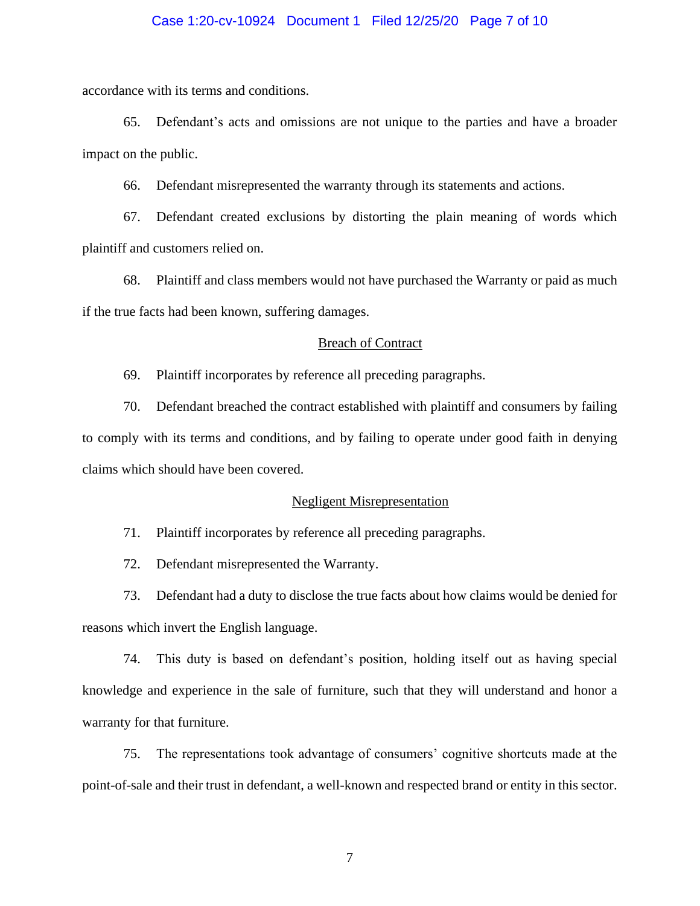accordance with its terms and conditions.

65. Defendant's acts and omissions are not unique to the parties and have a broader impact on the public.

66. Defendant misrepresented the warranty through its statements and actions.

67. Defendant created exclusions by distorting the plain meaning of words which plaintiff and customers relied on.

68. Plaintiff and class members would not have purchased the Warranty or paid as much if the true facts had been known, suffering damages.

## Breach of Contract

69. Plaintiff incorporates by reference all preceding paragraphs.

70. Defendant breached the contract established with plaintiff and consumers by failing to comply with its terms and conditions, and by failing to operate under good faith in denying claims which should have been covered.

## Negligent Misrepresentation

71. Plaintiff incorporates by reference all preceding paragraphs.

72. Defendant misrepresented the Warranty.

73. Defendant had a duty to disclose the true facts about how claims would be denied for reasons which invert the English language.

74. This duty is based on defendant's position, holding itself out as having special knowledge and experience in the sale of furniture, such that they will understand and honor a warranty for that furniture.

75. The representations took advantage of consumers' cognitive shortcuts made at the point-of-sale and their trust in defendant, a well-known and respected brand or entity in this sector.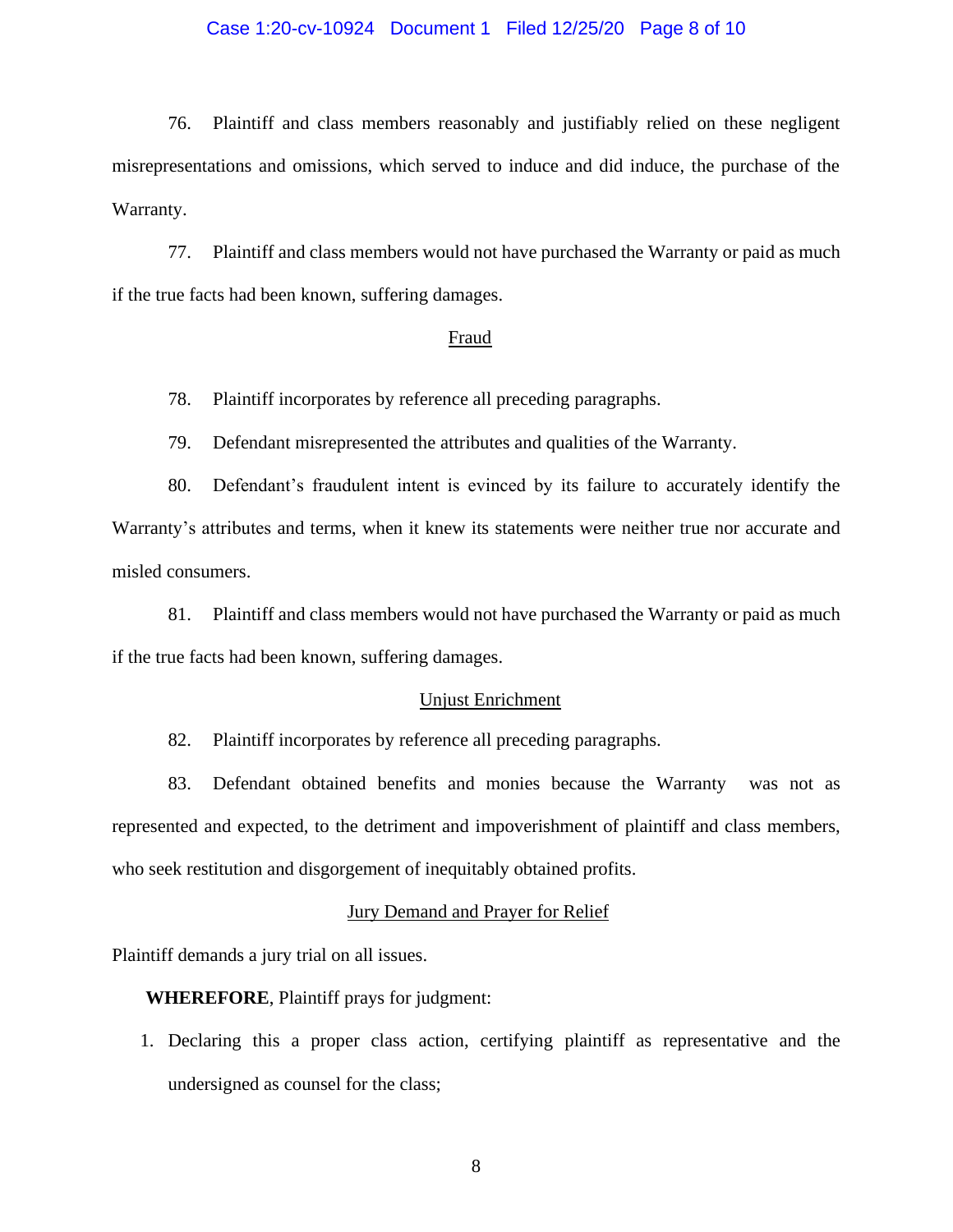76. Plaintiff and class members reasonably and justifiably relied on these negligent misrepresentations and omissions, which served to induce and did induce, the purchase of the Warranty.

77. Plaintiff and class members would not have purchased the Warranty or paid as much if the true facts had been known, suffering damages.

## Fraud

78. Plaintiff incorporates by reference all preceding paragraphs.

79. Defendant misrepresented the attributes and qualities of the Warranty.

80. Defendant's fraudulent intent is evinced by its failure to accurately identify the Warranty's attributes and terms, when it knew its statements were neither true nor accurate and misled consumers.

81. Plaintiff and class members would not have purchased the Warranty or paid as much if the true facts had been known, suffering damages.

## Unjust Enrichment

82. Plaintiff incorporates by reference all preceding paragraphs.

83. Defendant obtained benefits and monies because the Warranty was not as represented and expected, to the detriment and impoverishment of plaintiff and class members, who seek restitution and disgorgement of inequitably obtained profits.

## Jury Demand and Prayer for Relief

Plaintiff demands a jury trial on all issues.

**WHEREFORE**, Plaintiff prays for judgment:

1. Declaring this a proper class action, certifying plaintiff as representative and the undersigned as counsel for the class;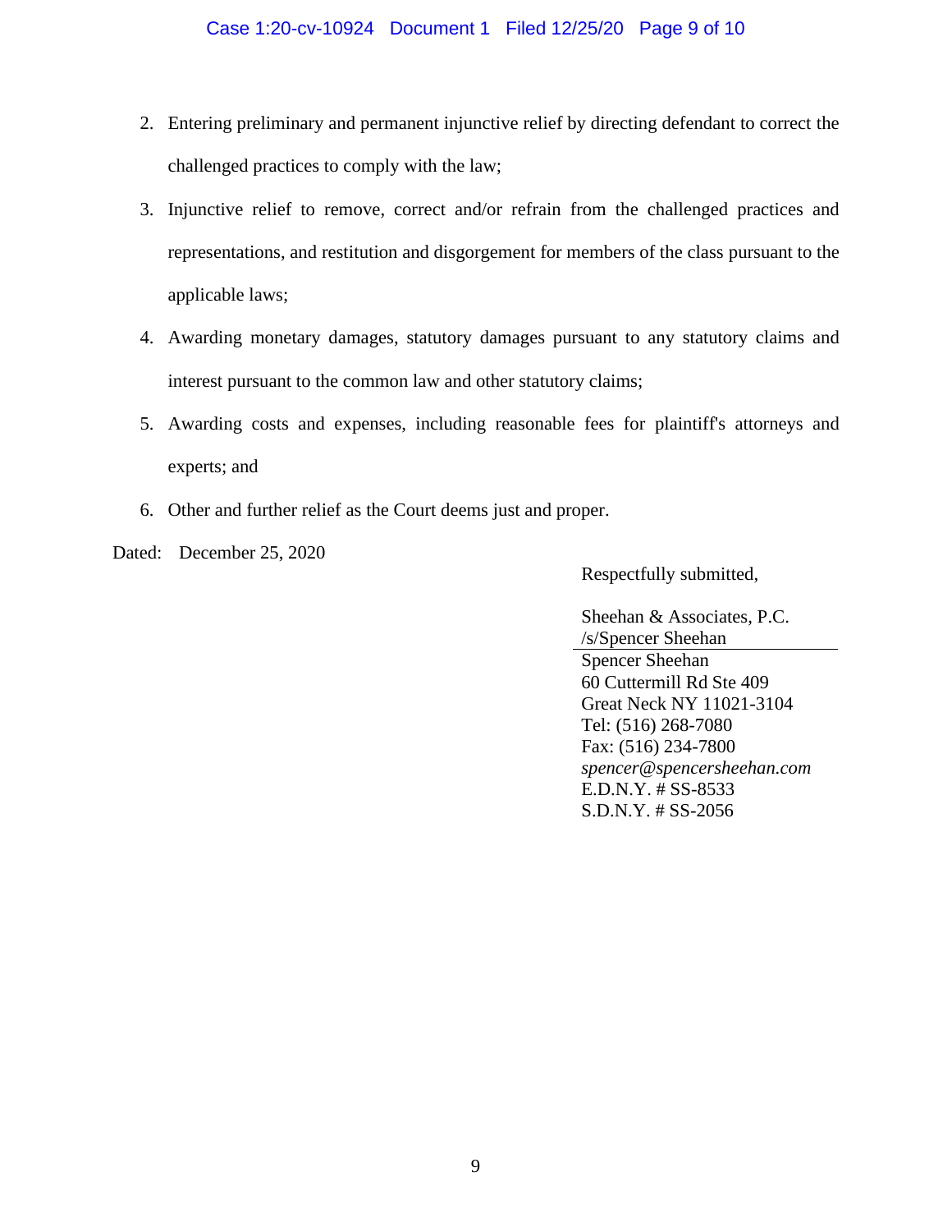2. Entering preliminary and permanent injunctive relief by directing defendant to correct the challenged practices to comply with the law;
3. Injunctive relief to remove, correct and/or refrain from the challenged practices and representations, and restitution and disgorgement for members of the class pursuant to the applicable laws;
4. Awarding monetary damages, statutory damages pursuant to any statutory claims and interest pursuant to the common law and other statutory claims;
5. Awarding costs and expenses, including reasonable fees for plaintiff's attorneys and experts; and
6. Other and further relief as the Court deems just and proper.

Dated: December 25, 2020

Respectfully submitted,

Sheehan & Associates, P.C.
/s/Spencer Sheehan
Spencer Sheehan
60 Cuttermill Rd Ste 409
Great Neck NY 11021-3104
Tel: (516) 268-7080
Fax: (516) 234-7800
*spencer@spencersheehan.com*
E.D.N.Y. # SS-8533
S.D.N.Y. # SS-2056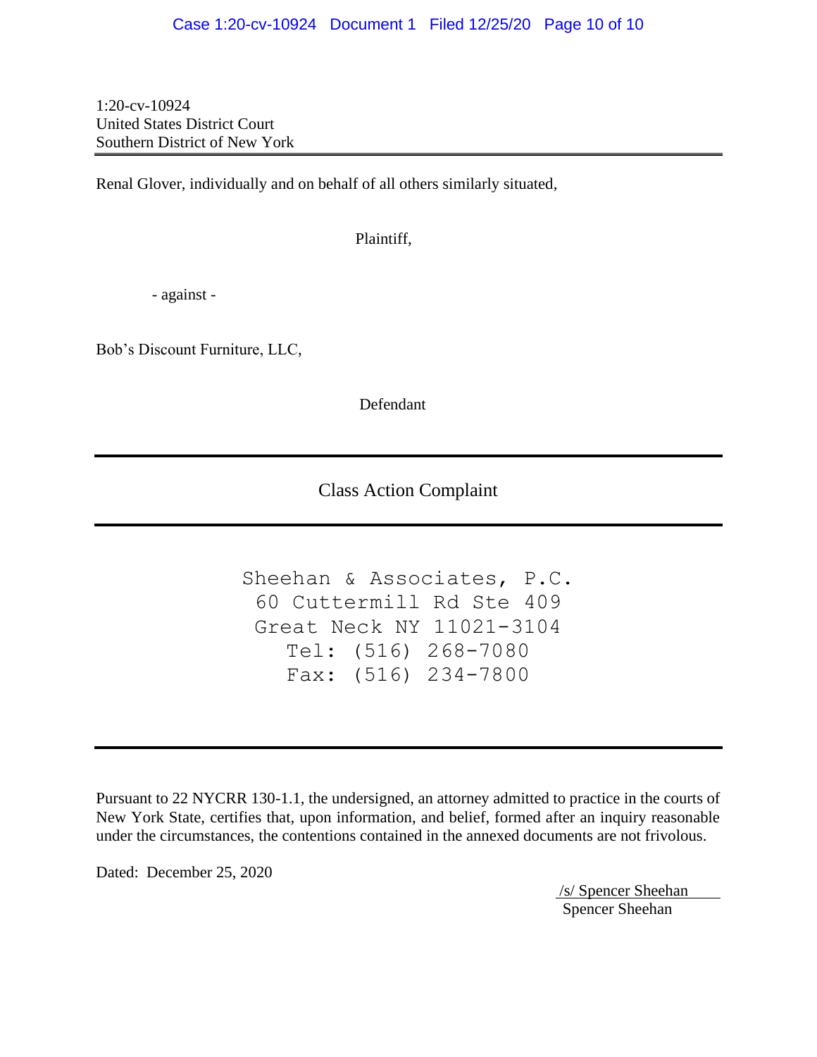1:20-cv-10924
United States District Court
Southern District of New York

---

Renal Glover, individually and on behalf of all others similarly situated,

Plaintiff,

- against -

Bob's Discount Furniture, LLC,

Defendant

---

Class Action Complaint

---

Sheehan & Associates, P.C.
60 Cuttermill Rd Ste 409
Great Neck NY 11021-3104
Tel: (516) 268-7080
Fax: (516) 234-7800

---

Pursuant to 22 NYCRR 130-1.1, the undersigned, an attorney admitted to practice in the courts of New York State, certifies that, upon information, and belief, formed after an inquiry reasonable under the circumstances, the contentions contained in the annexed documents are not frivolous.

Dated: December 25, 2020

/s/ Spencer Sheehan
Spencer Sheehan